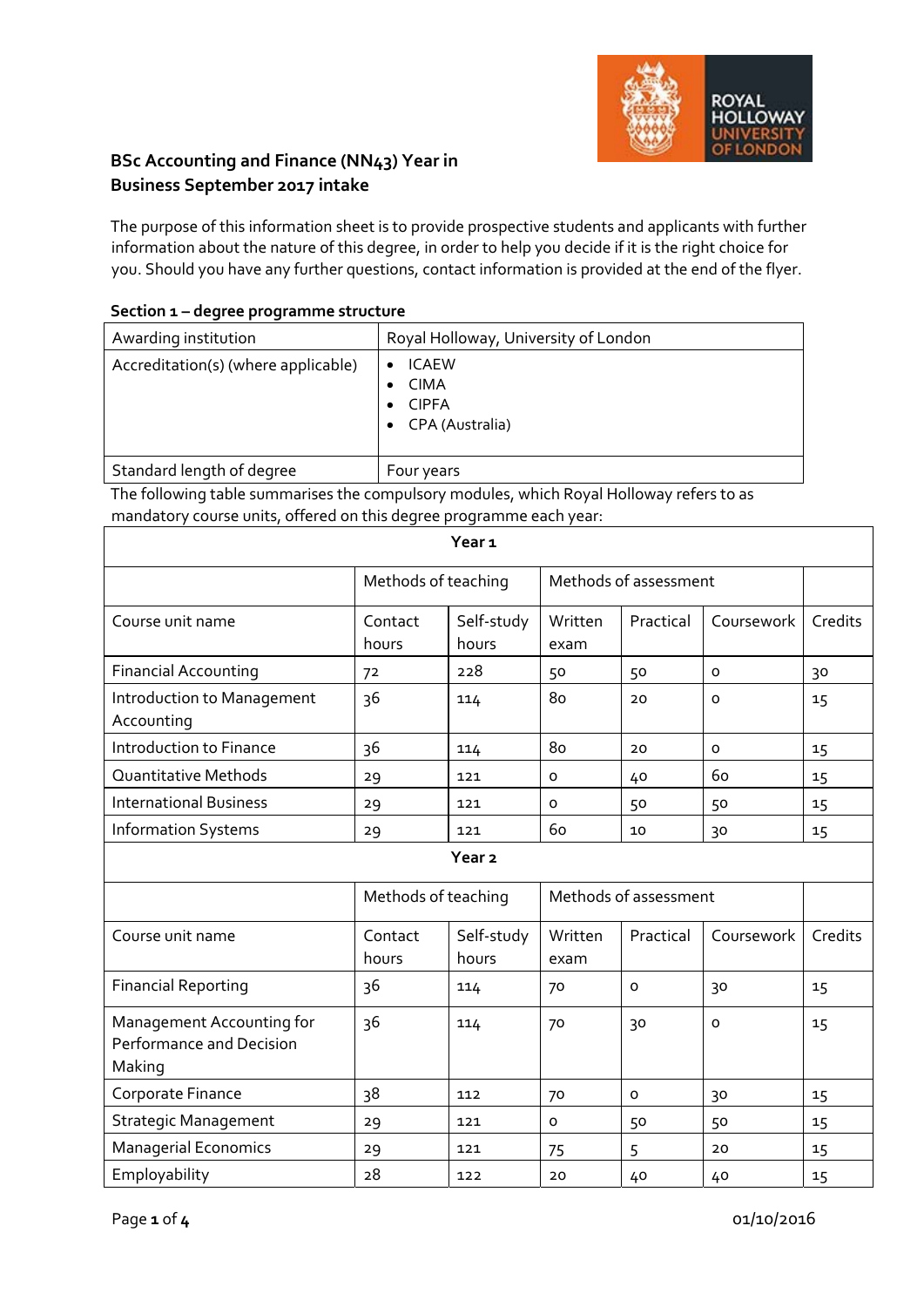## BSc Accounting and Finance (NN43) Year in Business September 2017 intake

The purpose of this information sheet is to provide prospective students and applicants with further information about the nature of this degree, in order to help you decide if it is the right choice for you. Should you have any further questions, contact information is provided at the end of the flyer.

**Section 1 – degree programme structure**

| Awarding institution | Royal Holloway, University of London |
|---|---|
| Accreditation(s) (where applicable) | • ICAEW<br>• CIMA<br>• CIPFA<br>• CPA (Australia) |
| Standard length of degree | Four years |

The following table summarises the compulsory modules, which Royal Holloway refers to as mandatory course units, offered on this degree programme each year:

| **Year 1** | | | | | | |
|---|---|---|---|---|---|---|
| | Methods of teaching | | Methods of assessment | | | |
| Course unit name | Contact hours | Self-study hours | Written exam | Practical | Coursework | Credits |
| Financial Accounting | 72 | 228 | 50 | 50 | 0 | 30 |
| Introduction to Management Accounting | 36 | 114 | 80 | 20 | 0 | 15 |
| Introduction to Finance | 36 | 114 | 80 | 20 | 0 | 15 |
| Quantitative Methods | 29 | 121 | 0 | 40 | 60 | 15 |
| International Business | 29 | 121 | 0 | 50 | 50 | 15 |
| Information Systems | 29 | 121 | 60 | 10 | 30 | 15 |
| **Year 2** | | | | | | |
| | Methods of teaching | | Methods of assessment | | | |
| Course unit name | Contact hours | Self-study hours | Written exam | Practical | Coursework | Credits |
| Financial Reporting | 36 | 114 | 70 | 0 | 30 | 15 |
| Management Accounting for Performance and Decision Making | 36 | 114 | 70 | 30 | 0 | 15 |
| Corporate Finance | 38 | 112 | 70 | 0 | 30 | 15 |
| Strategic Management | 29 | 121 | 0 | 50 | 50 | 15 |
| Managerial Economics | 29 | 121 | 75 | 5 | 20 | 15 |
| Employability | 28 | 122 | 20 | 40 | 40 | 15 |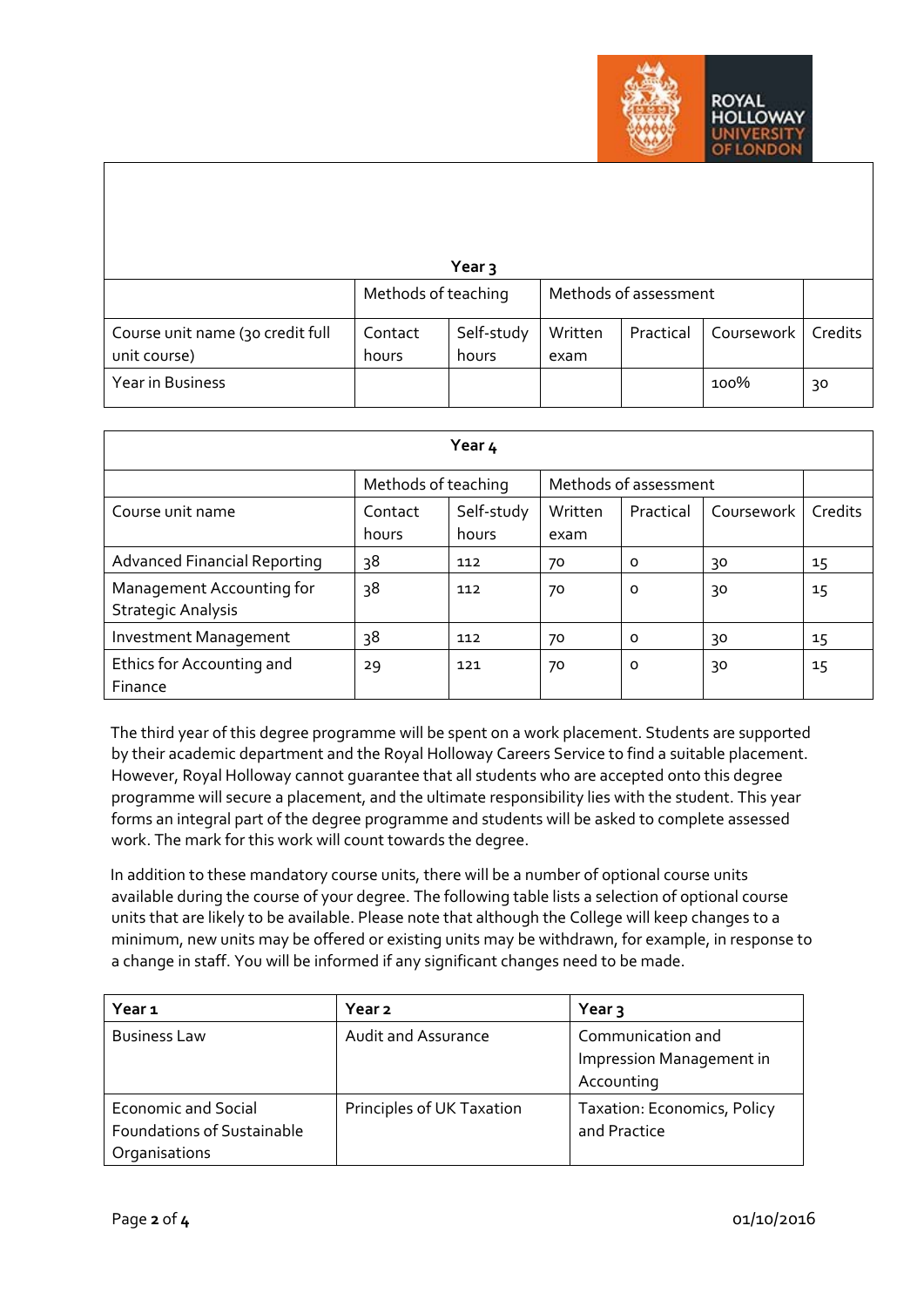| Year 3 | | | | | | |
|---|---|---|---|---|---|---|
| | Methods of teaching | | Methods of assessment | | | |
| Course unit name (30 credit full unit course) | Contact hours | Self-study hours | Written exam | Practical | Coursework | Credits |
| Year in Business | | | | | 100% | 30 |

| Year 4 | | | | | | |
|---|---|---|---|---|---|---|
| | Methods of teaching | | Methods of assessment | | | |
| Course unit name | Contact hours | Self-study hours | Written exam | Practical | Coursework | Credits |
| Advanced Financial Reporting | 38 | 112 | 70 | 0 | 30 | 15 |
| Management Accounting for Strategic Analysis | 38 | 112 | 70 | 0 | 30 | 15 |
| Investment Management | 38 | 112 | 70 | 0 | 30 | 15 |
| Ethics for Accounting and Finance | 29 | 121 | 70 | 0 | 30 | 15 |

The third year of this degree programme will be spent on a work placement. Students are supported by their academic department and the Royal Holloway Careers Service to find a suitable placement. However, Royal Holloway cannot guarantee that all students who are accepted onto this degree programme will secure a placement, and the ultimate responsibility lies with the student. This year forms an integral part of the degree programme and students will be asked to complete assessed work. The mark for this work will count towards the degree.

In addition to these mandatory course units, there will be a number of optional course units available during the course of your degree. The following table lists a selection of optional course units that are likely to be available. Please note that although the College will keep changes to a minimum, new units may be offered or existing units may be withdrawn, for example, in response to a change in staff. You will be informed if any significant changes need to be made.

| Year 1 | Year 2 | Year 3 |
|---|---|---|
| Business Law | Audit and Assurance | Communication and Impression Management in Accounting |
| Economic and Social Foundations of Sustainable Organisations | Principles of UK Taxation | Taxation: Economics, Policy and Practice |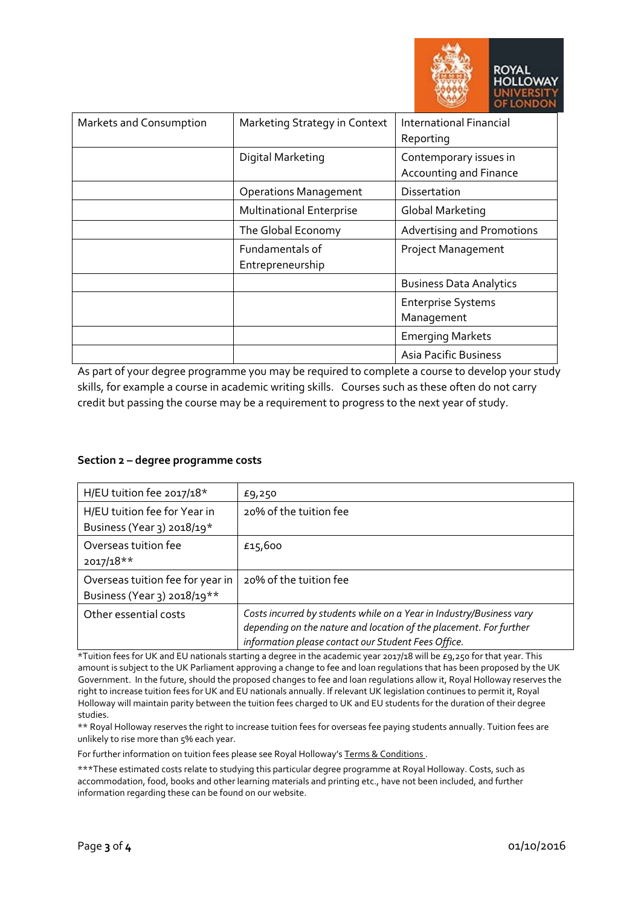| Markets and Consumption | Marketing Strategy in Context | International Financial Reporting |
|---|---|---|
| | Digital Marketing | Contemporary issues in Accounting and Finance |
| | Operations Management | Dissertation |
| | Multinational Enterprise | Global Marketing |
| | The Global Economy | Advertising and Promotions |
| | Fundamentals of Entrepreneurship | Project Management |
| | | Business Data Analytics |
| | | Enterprise Systems Management |
| | | Emerging Markets |
| | | Asia Pacific Business |

As part of your degree programme you may be required to complete a course to develop your study skills, for example a course in academic writing skills. Courses such as these often do not carry credit but passing the course may be a requirement to progress to the next year of study.

**Section 2 – degree programme costs**

| H/EU tuition fee 2017/18* | £9,250 |
|---|---|
| H/EU tuition fee for Year in Business (Year 3) 2018/19* | 20% of the tuition fee |
| Overseas tuition fee 2017/18** | £15,600 |
| Overseas tuition fee for year in Business (Year 3) 2018/19** | 20% of the tuition fee |
| Other essential costs | *Costs incurred by students while on a Year in Industry/Business vary depending on the nature and location of the placement. For further information please contact our Student Fees Office.* |

*Tuition fees for UK and EU nationals starting a degree in the academic year 2017/18 will be £9,250 for that year. This amount is subject to the UK Parliament approving a change to fee and loan regulations that has been proposed by the UK Government. In the future, should the proposed changes to fee and loan regulations allow it, Royal Holloway reserves the right to increase tuition fees for UK and EU nationals annually. If relevant UK legislation continues to permit it, Royal Holloway will maintain parity between the tuition fees charged to UK and EU students for the duration of their degree studies.

** Royal Holloway reserves the right to increase tuition fees for overseas fee paying students annually. Tuition fees are unlikely to rise more than 5% each year.

For further information on tuition fees please see Royal Holloway's Terms & Conditions.

***These estimated costs relate to studying this particular degree programme at Royal Holloway. Costs, such as accommodation, food, books and other learning materials and printing etc., have not been included, and further information regarding these can be found on our website.

01/10/2016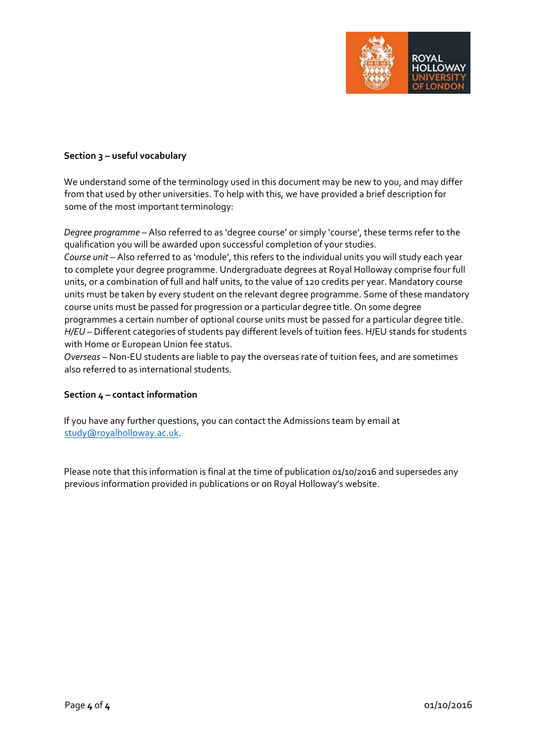**Section 3 – useful vocabulary**

We understand some of the terminology used in this document may be new to you, and may differ from that used by other universities. To help with this, we have provided a brief description for some of the most important terminology:

*Degree programme* – Also referred to as 'degree course' or simply 'course', these terms refer to the qualification you will be awarded upon successful completion of your studies.
*Course unit* – Also referred to as 'module', this refers to the individual units you will study each year to complete your degree programme. Undergraduate degrees at Royal Holloway comprise four full units, or a combination of full and half units, to the value of 120 credits per year. Mandatory course units must be taken by every student on the relevant degree programme. Some of these mandatory course units must be passed for progression or a particular degree title. On some degree programmes a certain number of optional course units must be passed for a particular degree title.
*H/EU* – Different categories of students pay different levels of tuition fees. H/EU stands for students with Home or European Union fee status.
*Overseas* – Non-EU students are liable to pay the overseas rate of tuition fees, and are sometimes also referred to as international students.

**Section 4 – contact information**

If you have any further questions, you can contact the Admissions team by email at study@royalholloway.ac.uk.

Please note that this information is final at the time of publication 01/10/2016 and supersedes any previous information provided in publications or on Royal Holloway's website.